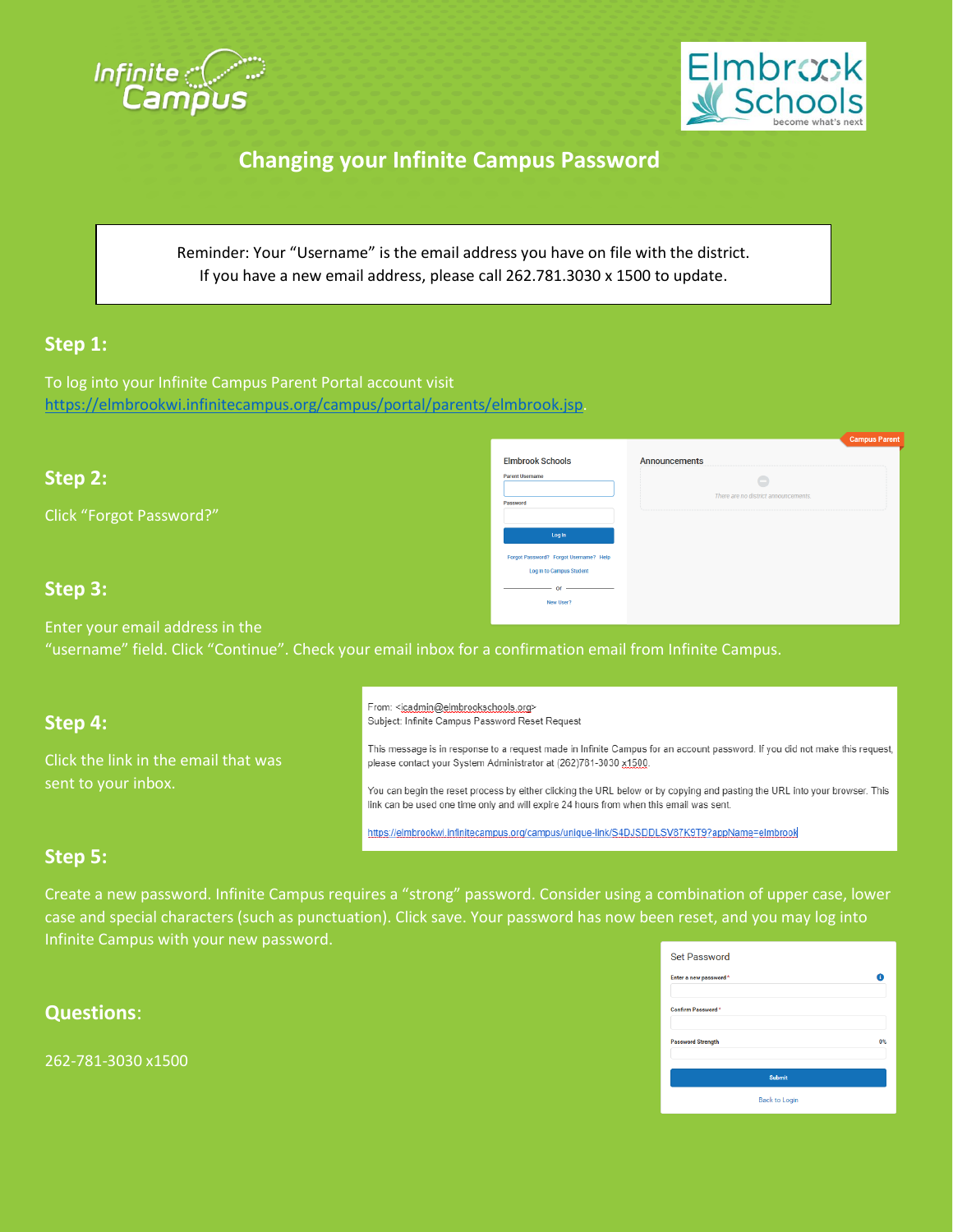# Changing your Infinite Campus Password

Reminder: Your "Username" is the email address you have on file with the district.
If you have a new email address, please call 262.781.3030 x 1500 to update.

## Step 1:

To log into your Infinite Campus Parent Portal account visit https://elmbrookwi.infinitecampus.org/campus/portal/parents/elmbrook.jsp.

## Step 2:

Click "Forgot Password?"

## Step 3:

Enter your email address in the "username" field. Click "Continue". Check your email inbox for a confirmation email from Infinite Campus.

## Step 4:

Click the link in the email that was sent to your inbox.

## Step 5:

Create a new password. Infinite Campus requires a "strong" password. Consider using a combination of upper case, lower case and special characters (such as punctuation). Click save. Your password has now been reset, and you may log into Infinite Campus with your new password.

## Questions:

262-781-3030 x1500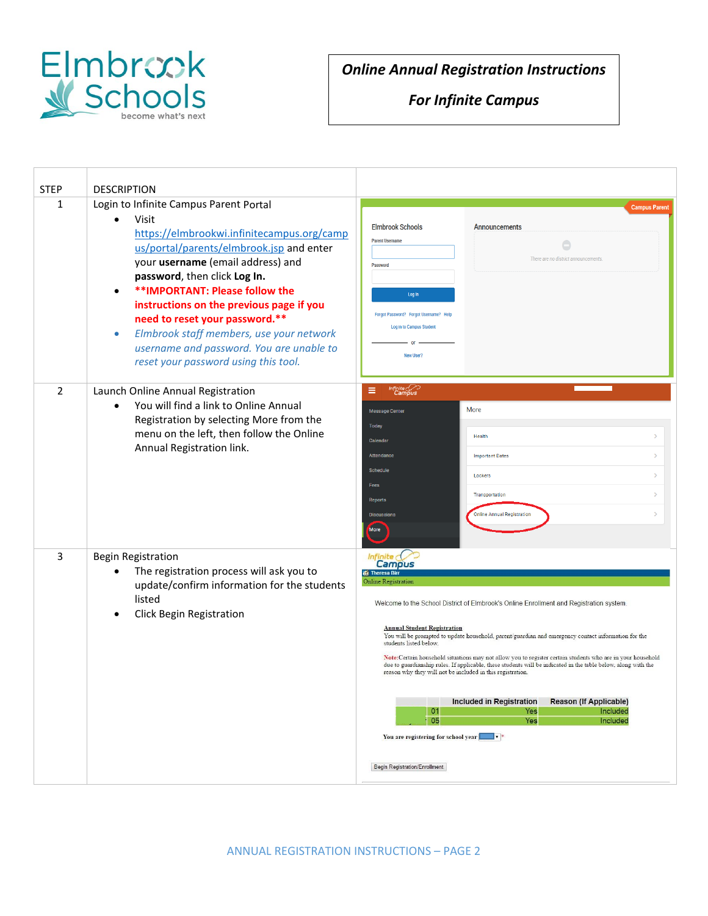# Online Annual Registration Instructions

# For Infinite Campus

| STEP | DESCRIPTION | |
|---|---|---|
| 1 | Login to Infinite Campus Parent Portal<br>• Visit https://elmbrookwi.infinitecampus.org/campus/portal/parents/elmbrook.jsp and enter your **username** (email address) and **password**, then click **Log In.**<br>• **\*\*IMPORTANT: Please follow the instructions on the previous page if you need to reset your password.\*\***<br>• *Elmbrook staff members, use your network username and password. You are unable to reset your password using this tool.* | |
| 2 | Launch Online Annual Registration<br>• You will find a link to Online Annual Registration by selecting More from the menu on the left, then follow the Online Annual Registration link. | |
| 3 | Begin Registration<br>• The registration process will ask you to update/confirm information for the students listed<br>• Click Begin Registration | |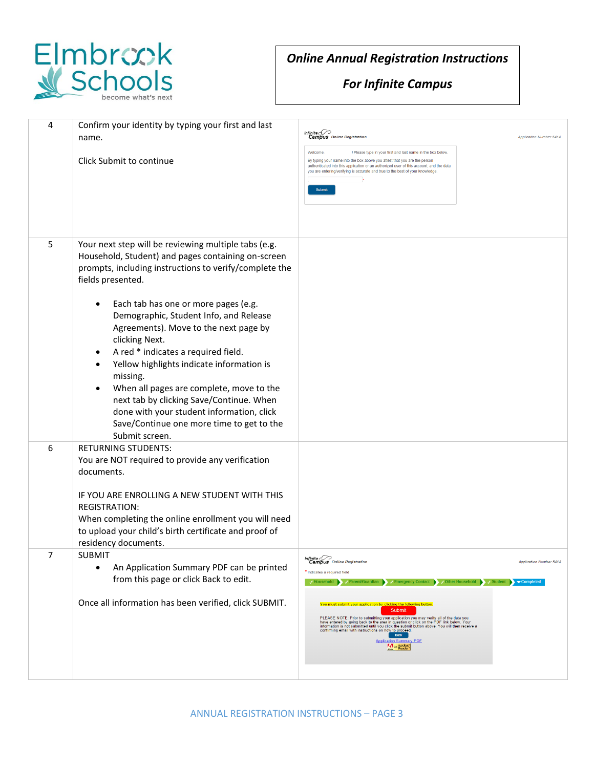# Online Annual Registration Instructions

## For Infinite Campus

| | | |
|---|---|---|
| 4 | Confirm your identity by typing your first and last name.<br><br>Click Submit to continue | |
| 5 | Your next step will be reviewing multiple tabs (e.g. Household, Student) and pages containing on-screen prompts, including instructions to verify/complete the fields presented.<br><br>• Each tab has one or more pages (e.g. Demographic, Student Info, and Release Agreements). Move to the next page by clicking Next.<br>• A red * indicates a required field.<br>• Yellow highlights indicate information is missing.<br>• When all pages are complete, move to the next tab by clicking Save/Continue. When done with your student information, click Save/Continue one more time to get to the Submit screen. | |
| 6 | RETURNING STUDENTS:<br>You are NOT required to provide any verification documents.<br><br>IF YOU ARE ENROLLING A NEW STUDENT WITH THIS REGISTRATION:<br>When completing the online enrollment you will need to upload your child's birth certificate and proof of residency documents. | |
| 7 | SUBMIT<br>• An Application Summary PDF can be printed from this page or click Back to edit.<br><br>Once all information has been verified, click SUBMIT. | |